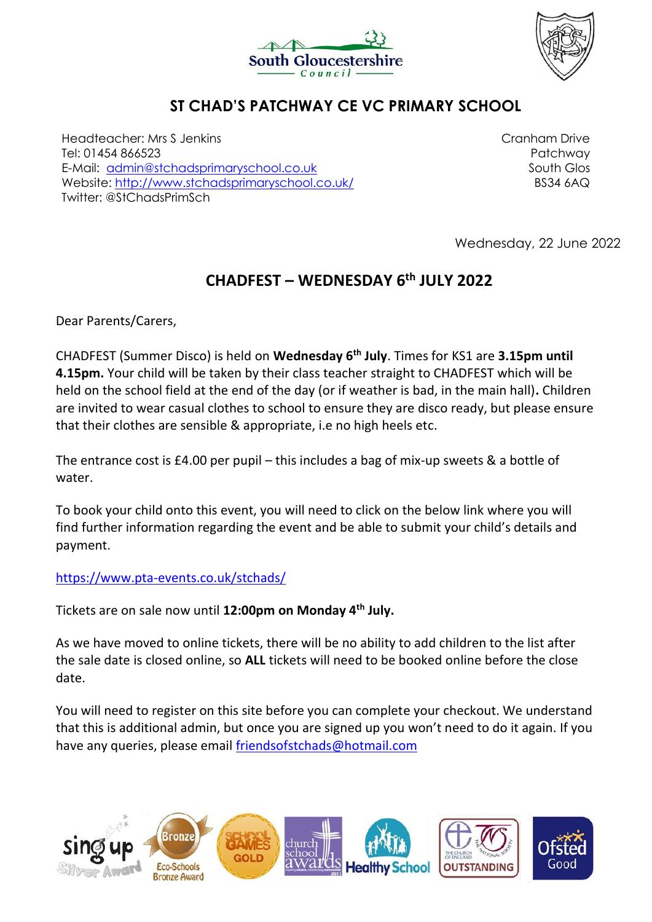South Gloucestershire Council

# ST CHAD'S PATCHWAY CE VC PRIMARY SCHOOL

Headteacher: Mrs S Jenkins
Tel: 01454 866523
E-Mail: admin@stchadsprimaryschool.co.uk
Website: http://www.stchadsprimaryschool.co.uk/
Twitter: @StChadsPrimSch

Cranham Drive
Patchway
South Glos
BS34 6AQ

Wednesday, 22 June 2022

## CHADFEST – WEDNESDAY 6th JULY 2022

Dear Parents/Carers,

CHADFEST (Summer Disco) is held on **Wednesday 6th July**. Times for KS1 are **3.15pm until 4.15pm.** Your child will be taken by their class teacher straight to CHADFEST which will be held on the school field at the end of the day (or if weather is bad, in the main hall). Children are invited to wear casual clothes to school to ensure they are disco ready, but please ensure that their clothes are sensible & appropriate, i.e no high heels etc.

The entrance cost is £4.00 per pupil – this includes a bag of mix-up sweets & a bottle of water.

To book your child onto this event, you will need to click on the below link where you will find further information regarding the event and be able to submit your child's details and payment.

https://www.pta-events.co.uk/stchads/

Tickets are on sale now until **12:00pm on Monday 4th July.**

As we have moved to online tickets, there will be no ability to add children to the list after the sale date is closed online, so **ALL** tickets will need to be booked online before the close date.

You will need to register on this site before you can complete your checkout. We understand that this is additional admin, but once you are signed up you won't need to do it again. If you have any queries, please email friendsofstchads@hotmail.com

Sing up Silver Award | Eco-Schools Bronze Award | School Games Gold | Church School Awards | Healthy School | The Church of England The National Society OUTSTANDING | Ofsted Good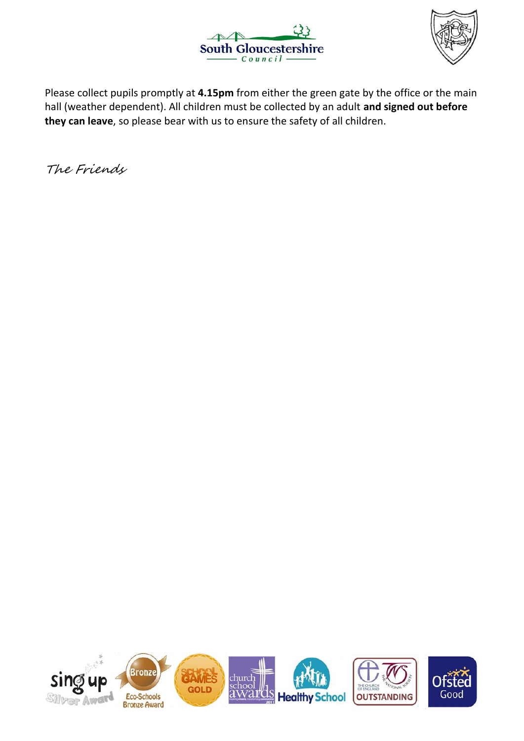Please collect pupils promptly at **4.15pm** from either the green gate by the office or the main hall (weather dependent). All children must be collected by an adult **and signed out before they can leave**, so please bear with us to ensure the safety of all children.

*The Friends*